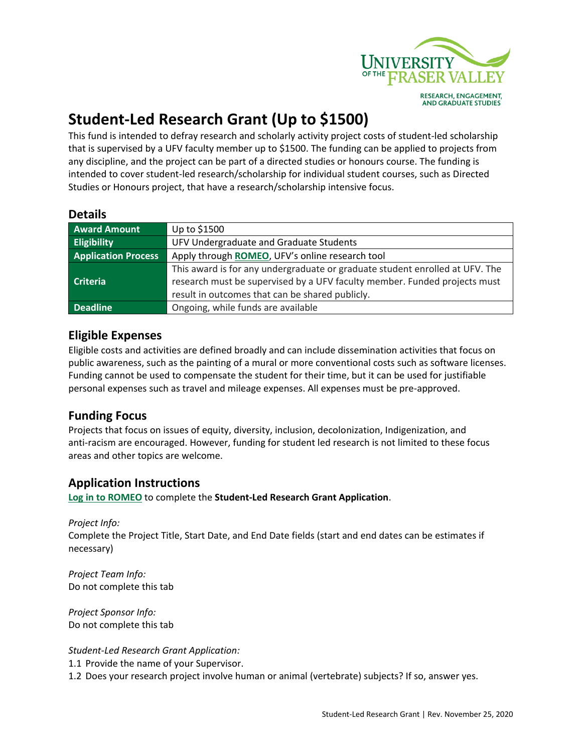# Student-Led Research Grant (Up to $1500)

This fund is intended to defray research and scholarly activity project costs of student-led scholarship that is supervised by a UFV faculty member up to $1500. The funding can be applied to projects from any discipline, and the project can be part of a directed studies or honours course. The funding is intended to cover student-led research/scholarship for individual student courses, such as Directed Studies or Honours project, that have a research/scholarship intensive focus.

## Details

| | |
|---|---|
| **Award Amount** | Up to $1500 |
| **Eligibility** | UFV Undergraduate and Graduate Students |
| **Application Process** | Apply through **ROMEO**, UFV's online research tool |
| **Criteria** | This award is for any undergraduate or graduate student enrolled at UFV. The research must be supervised by a UFV faculty member. Funded projects must result in outcomes that can be shared publicly. |
| **Deadline** | Ongoing, while funds are available |

## Eligible Expenses

Eligible costs and activities are defined broadly and can include dissemination activities that focus on public awareness, such as the painting of a mural or more conventional costs such as software licenses. Funding cannot be used to compensate the student for their time, but it can be used for justifiable personal expenses such as travel and mileage expenses. All expenses must be pre-approved.

## Funding Focus

Projects that focus on issues of equity, diversity, inclusion, decolonization, Indigenization, and anti-racism are encouraged. However, funding for student led research is not limited to these focus areas and other topics are welcome.

## Application Instructions

**Log in to ROMEO** to complete the **Student-Led Research Grant Application**.

*Project Info:*
Complete the Project Title, Start Date, and End Date fields (start and end dates can be estimates if necessary)

*Project Team Info:*
Do not complete this tab

*Project Sponsor Info:*
Do not complete this tab

*Student-Led Research Grant Application:*

1.1 Provide the name of your Supervisor.
1.2 Does your research project involve human or animal (vertebrate) subjects? If so, answer yes.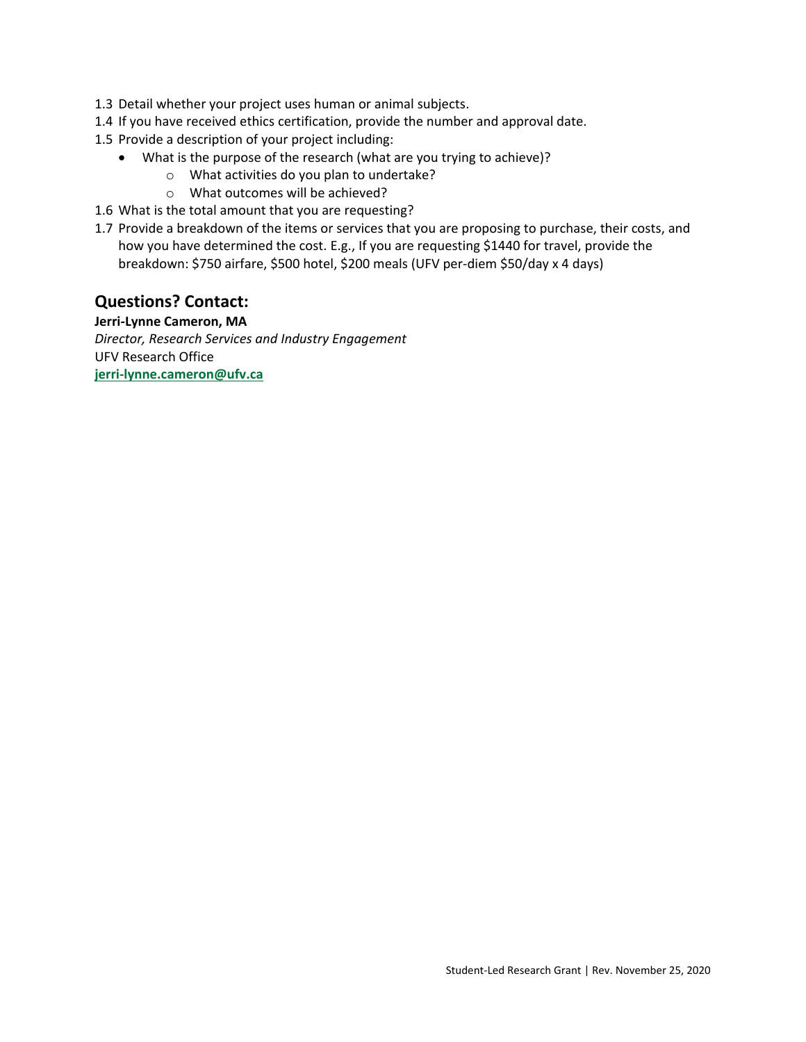1.3 Detail whether your project uses human or animal subjects.

1.4 If you have received ethics certification, provide the number and approval date.

1.5 Provide a description of your project including:

- What is the purpose of the research (what are you trying to achieve)?
  - What activities do you plan to undertake?
  - What outcomes will be achieved?

1.6 What is the total amount that you are requesting?

1.7 Provide a breakdown of the items or services that you are proposing to purchase, their costs, and how you have determined the cost. E.g., If you are requesting $1440 for travel, provide the breakdown: $750 airfare, $500 hotel, $200 meals (UFV per-diem $50/day x 4 days)

## Questions? Contact:

**Jerri-Lynne Cameron, MA**
*Director, Research Services and Industry Engagement*
UFV Research Office
**jerri-lynne.cameron@ufv.ca**